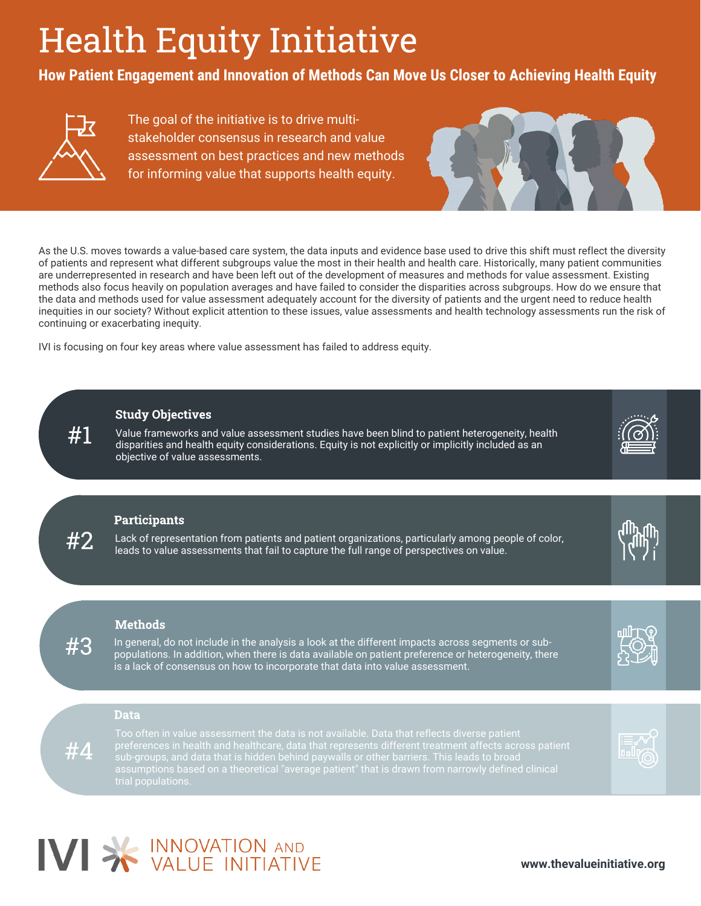# Health Equity Initiative

**How Patient Engagement and Innovation of Methods Can Move Us Closer to Achieving Health Equity**

The goal of the initiative is to drive multi-stakeholder consensus in research and value assessment on best practices and new methods for informing value that supports health equity.

As the U.S. moves towards a value-based care system, the data inputs and evidence base used to drive this shift must reflect the diversity of patients and represent what different subgroups value the most in their health and health care. Historically, many patient communities are underrepresented in research and have been left out of the development of measures and methods for value assessment. Existing methods also focus heavily on population averages and have failed to consider the disparities across subgroups. How do we ensure that the data and methods used for value assessment adequately account for the diversity of patients and the urgent need to reduce health inequities in our society? Without explicit attention to these issues, value assessments and health technology assessments run the risk of continuing or exacerbating inequity.

IVI is focusing on four key areas where value assessment has failed to address equity.

## #1 Study Objectives

Value frameworks and value assessment studies have been blind to patient heterogeneity, health disparities and health equity considerations. Equity is not explicitly or implicitly included as an objective of value assessments.

## #2 Participants

Lack of representation from patients and patient organizations, particularly among people of color, leads to value assessments that fail to capture the full range of perspectives on value.

## #3 Methods

In general, do not include in the analysis a look at the different impacts across segments or sub-populations. In addition, when there is data available on patient preference or heterogeneity, there is a lack of consensus on how to incorporate that data into value assessment.

## #4 Data

Too often in value assessment the data is not available. Data that reflects diverse patient preferences in health and healthcare, data that represents different treatment affects across patient sub-groups, and data that is hidden behind paywalls or other barriers. This leads to broad assumptions based on a theoretical "average patient" that is drawn from narrowly defined clinical trial populations.

IVI INNOVATION AND VALUE INITIATIVE

www.thevalueinitiative.org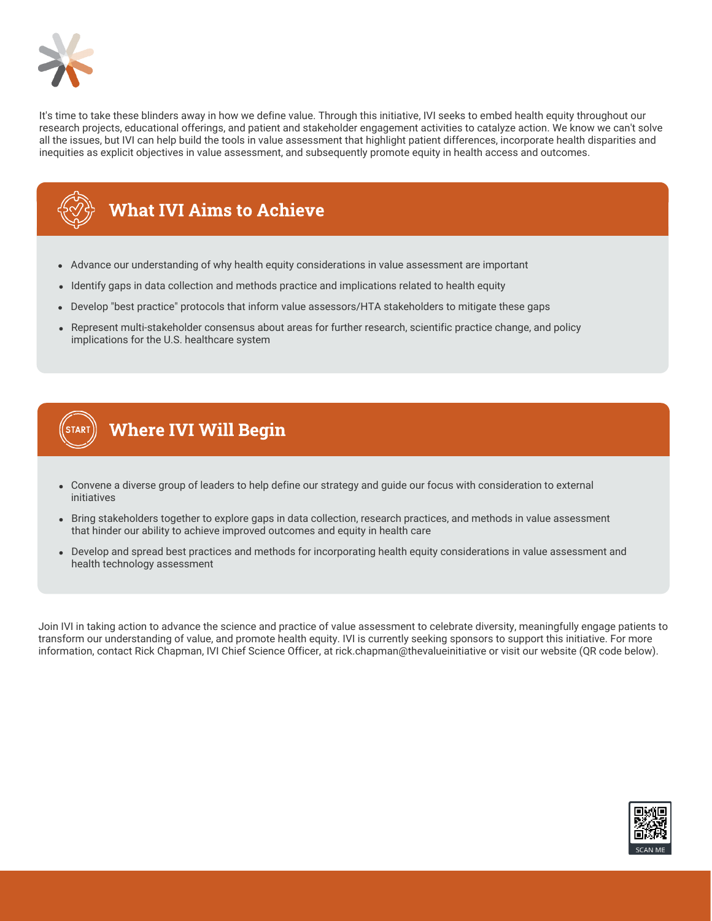It's time to take these blinders away in how we define value. Through this initiative, IVI seeks to embed health equity throughout our research projects, educational offerings, and patient and stakeholder engagement activities to catalyze action. We know we can't solve all the issues, but IVI can help build the tools in value assessment that highlight patient differences, incorporate health disparities and inequities as explicit objectives in value assessment, and subsequently promote equity in health access and outcomes.

## What IVI Aims to Achieve

- Advance our understanding of why health equity considerations in value assessment are important
- Identify gaps in data collection and methods practice and implications related to health equity
- Develop "best practice" protocols that inform value assessors/HTA stakeholders to mitigate these gaps
- Represent multi-stakeholder consensus about areas for further research, scientific practice change, and policy implications for the U.S. healthcare system

## Where IVI Will Begin

- Convene a diverse group of leaders to help define our strategy and guide our focus with consideration to external initiatives
- Bring stakeholders together to explore gaps in data collection, research practices, and methods in value assessment that hinder our ability to achieve improved outcomes and equity in health care
- Develop and spread best practices and methods for incorporating health equity considerations in value assessment and health technology assessment

Join IVI in taking action to advance the science and practice of value assessment to celebrate diversity, meaningfully engage patients to transform our understanding of value, and promote health equity. IVI is currently seeking sponsors to support this initiative. For more information, contact Rick Chapman, IVI Chief Science Officer, at rick.chapman@thevalueinitiative or visit our website (QR code below).

SCAN ME